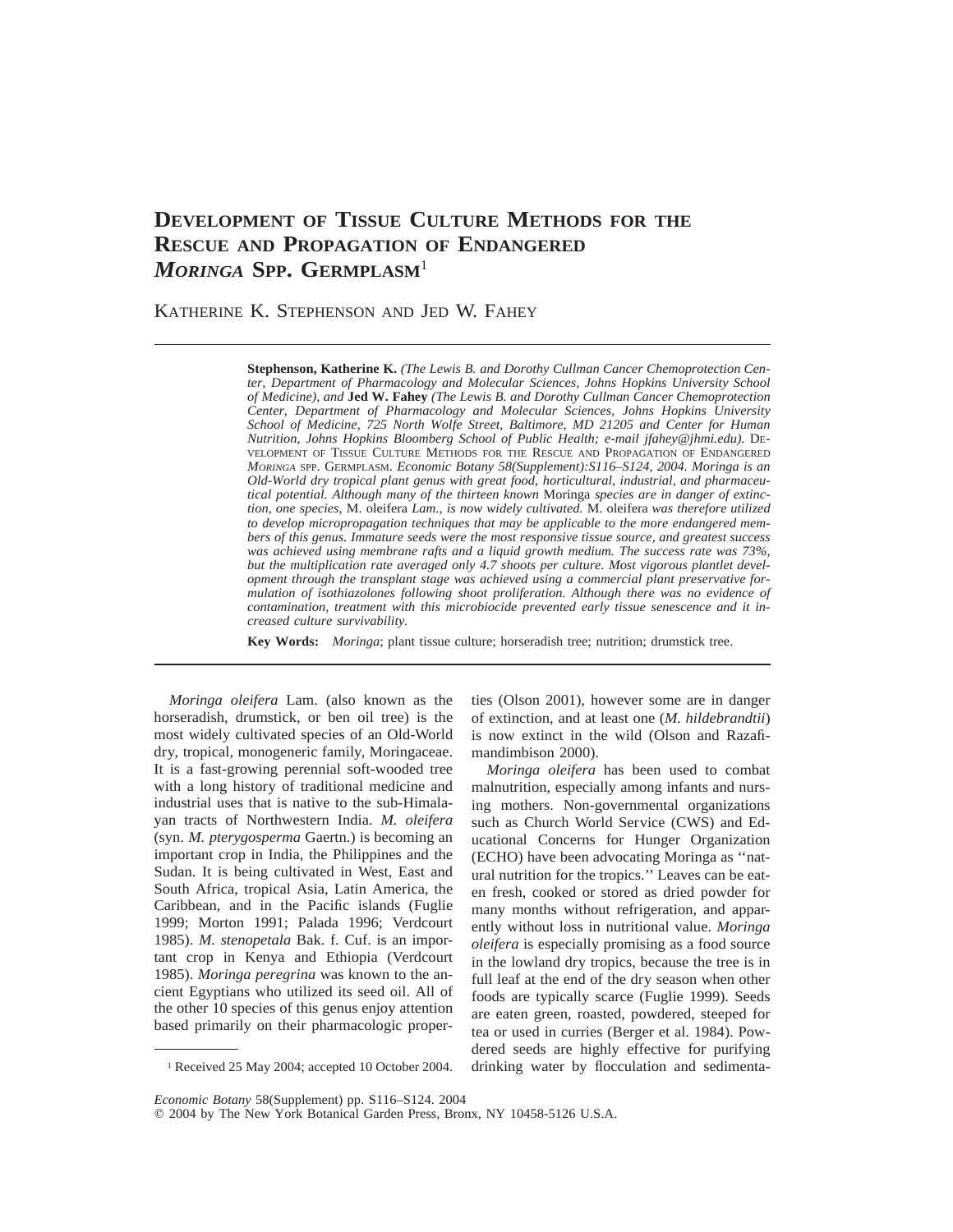# Development of Tissue Culture Methods for the Rescue and Propagation of Endangered *Moringa* Spp. Germplasm[1]

Katherine K. Stephenson and Jed W. Fahey

**Stephenson, Katherine K.** *(The Lewis B. and Dorothy Cullman Cancer Chemoprotection Center, Department of Pharmacology and Molecular Sciences, Johns Hopkins University School of Medicine), and* **Jed W. Fahey** *(The Lewis B. and Dorothy Cullman Cancer Chemoprotection Center, Department of Pharmacology and Molecular Sciences, Johns Hopkins University School of Medicine, 725 North Wolfe Street, Baltimore, MD 21205 and Center for Human Nutrition, Johns Hopkins Bloomberg School of Public Health; e-mail jfahey@jhmi.edu).* Development of Tissue Culture Methods for the Rescue and Propagation of Endangered *Moringa* spp. Germplasm. *Economic Botany 58(Supplement):S116–S124, 2004. Moringa is an Old-World dry tropical plant genus with great food, horticultural, industrial, and pharmaceutical potential. Although many of the thirteen known* Moringa *species are in danger of extinction, one species,* M. oleifera *Lam., is now widely cultivated.* M. oleifera *was therefore utilized to develop micropropagation techniques that may be applicable to the more endangered members of this genus. Immature seeds were the most responsive tissue source, and greatest success was achieved using membrane rafts and a liquid growth medium. The success rate was 73%, but the multiplication rate averaged only 4.7 shoots per culture. Most vigorous plantlet development through the transplant stage was achieved using a commercial plant preservative formulation of isothiazolones following shoot proliferation. Although there was no evidence of contamination, treatment with this microbiocide prevented early tissue senescence and it increased culture survivability.*

**Key Words:** *Moringa*; plant tissue culture; horseradish tree; nutrition; drumstick tree.

*Moringa oleifera* Lam. (also known as the horseradish, drumstick, or ben oil tree) is the most widely cultivated species of an Old-World dry, tropical, monogeneric family, Moringaceae. It is a fast-growing perennial soft-wooded tree with a long history of traditional medicine and industrial uses that is native to the sub-Himalayan tracts of Northwestern India. *M. oleifera* (syn. *M. pterygosperma* Gaertn.) is becoming an important crop in India, the Philippines and the Sudan. It is being cultivated in West, East and South Africa, tropical Asia, Latin America, the Caribbean, and in the Pacific islands (Fuglie 1999; Morton 1991; Palada 1996; Verdcourt 1985). *M. stenopetala* Bak. f. Cuf. is an important crop in Kenya and Ethiopia (Verdcourt 1985). *Moringa peregrina* was known to the ancient Egyptians who utilized its seed oil. All of the other 10 species of this genus enjoy attention based primarily on their pharmacologic properties (Olson 2001), however some are in danger of extinction, and at least one (*M. hildebrandtii*) is now extinct in the wild (Olson and Razafimandimbison 2000).

*Moringa oleifera* has been used to combat malnutrition, especially among infants and nursing mothers. Non-governmental organizations such as Church World Service (CWS) and Educational Concerns for Hunger Organization (ECHO) have been advocating Moringa as ''natural nutrition for the tropics.'' Leaves can be eaten fresh, cooked or stored as dried powder for many months without refrigeration, and apparently without loss in nutritional value. *Moringa oleifera* is especially promising as a food source in the lowland dry tropics, because the tree is in full leaf at the end of the dry season when other foods are typically scarce (Fuglie 1999). Seeds are eaten green, roasted, powdered, steeped for tea or used in curries (Berger et al. 1984). Powdered seeds are highly effective for purifying drinking water by flocculation and sedimenta-

[1] Received 25 May 2004; accepted 10 October 2004.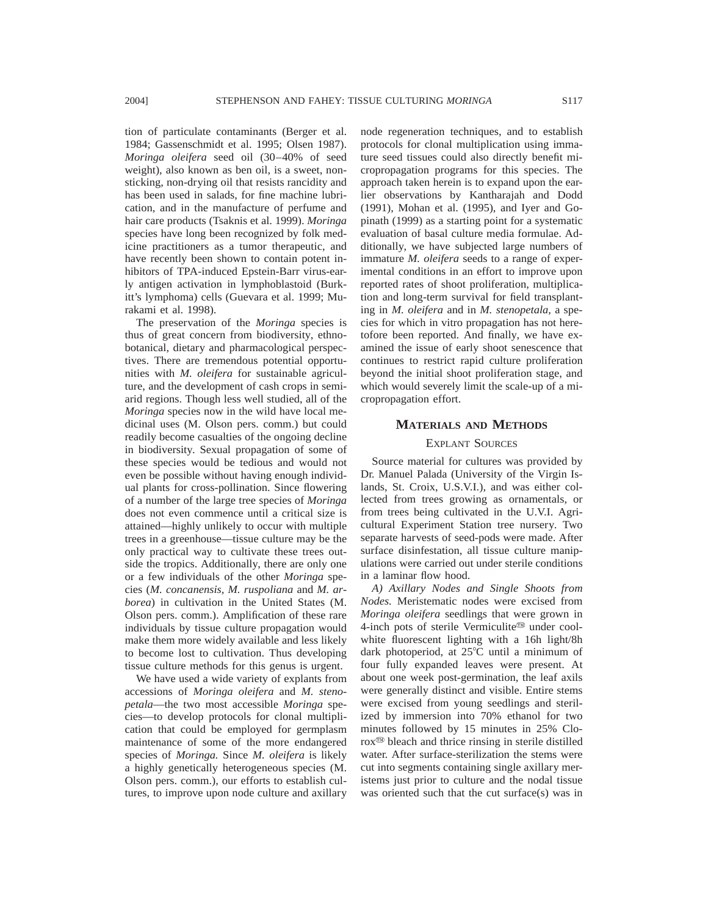tion of particulate contaminants (Berger et al. 1984; Gassenschmidt et al. 1995; Olsen 1987). *Moringa oleifera* seed oil (30–40% of seed weight), also known as ben oil, is a sweet, non-sticking, non-drying oil that resists rancidity and has been used in salads, for fine machine lubrication, and in the manufacture of perfume and hair care products (Tsaknis et al. 1999). *Moringa* species have long been recognized by folk medicine practitioners as a tumor therapeutic, and have recently been shown to contain potent inhibitors of TPA-induced Epstein-Barr virus-early antigen activation in lymphoblastoid (Burkitt's lymphoma) cells (Guevara et al. 1999; Murakami et al. 1998).

The preservation of the *Moringa* species is thus of great concern from biodiversity, ethnobotanical, dietary and pharmacological perspectives. There are tremendous potential opportunities with *M. oleifera* for sustainable agriculture, and the development of cash crops in semi-arid regions. Though less well studied, all of the *Moringa* species now in the wild have local medicinal uses (M. Olson pers. comm.) but could readily become casualties of the ongoing decline in biodiversity. Sexual propagation of some of these species would be tedious and would not even be possible without having enough individual plants for cross-pollination. Since flowering of a number of the large tree species of *Moringa* does not even commence until a critical size is attained—highly unlikely to occur with multiple trees in a greenhouse—tissue culture may be the only practical way to cultivate these trees outside the tropics. Additionally, there are only one or a few individuals of the other *Moringa* species (*M. concanensis, M. ruspoliana* and *M. arborea*) in cultivation in the United States (M. Olson pers. comm.). Amplification of these rare individuals by tissue culture propagation would make them more widely available and less likely to become lost to cultivation. Thus developing tissue culture methods for this genus is urgent.

We have used a wide variety of explants from accessions of *Moringa oleifera* and *M. stenopetala*—the two most accessible *Moringa* species—to develop protocols for clonal multiplication that could be employed for germplasm maintenance of some of the more endangered species of *Moringa.* Since *M. oleifera* is likely a highly genetically heterogeneous species (M. Olson pers. comm.), our efforts to establish cultures, to improve upon node culture and axillary node regeneration techniques, and to establish protocols for clonal multiplication using immature seed tissues could also directly benefit micropropagation programs for this species. The approach taken herein is to expand upon the earlier observations by Kantharajah and Dodd (1991), Mohan et al. (1995), and Iyer and Gopinath (1999) as a starting point for a systematic evaluation of basal culture media formulae. Additionally, we have subjected large numbers of immature *M. oleifera* seeds to a range of experimental conditions in an effort to improve upon reported rates of shoot proliferation, multiplication and long-term survival for field transplanting in *M. oleifera* and in *M. stenopetala,* a species for which in vitro propagation has not heretofore been reported. And finally, we have examined the issue of early shoot senescence that continues to restrict rapid culture proliferation beyond the initial shoot proliferation stage, and which would severely limit the scale-up of a micropropagation effort.

## Materials and Methods

### Explant Sources

Source material for cultures was provided by Dr. Manuel Palada (University of the Virgin Islands, St. Croix, U.S.V.I.), and was either collected from trees growing as ornamentals, or from trees being cultivated in the U.V.I. Agricultural Experiment Station tree nursery. Two separate harvests of seed-pods were made. After surface disinfestation, all tissue culture manipulations were carried out under sterile conditions in a laminar flow hood.

*A) Axillary Nodes and Single Shoots from Nodes.* Meristematic nodes were excised from *Moringa oleifera* seedlings that were grown in 4-inch pots of sterile Vermiculite™ under cool-white fluorescent lighting with a 16h light/8h dark photoperiod, at 25°C until a minimum of four fully expanded leaves were present. At about one week post-germination, the leaf axils were generally distinct and visible. Entire stems were excised from young seedlings and sterilized by immersion into 70% ethanol for two minutes followed by 15 minutes in 25% Clorox™ bleach and thrice rinsing in sterile distilled water. After surface-sterilization the stems were cut into segments containing single axillary meristems just prior to culture and the nodal tissue was oriented such that the cut surface(s) was in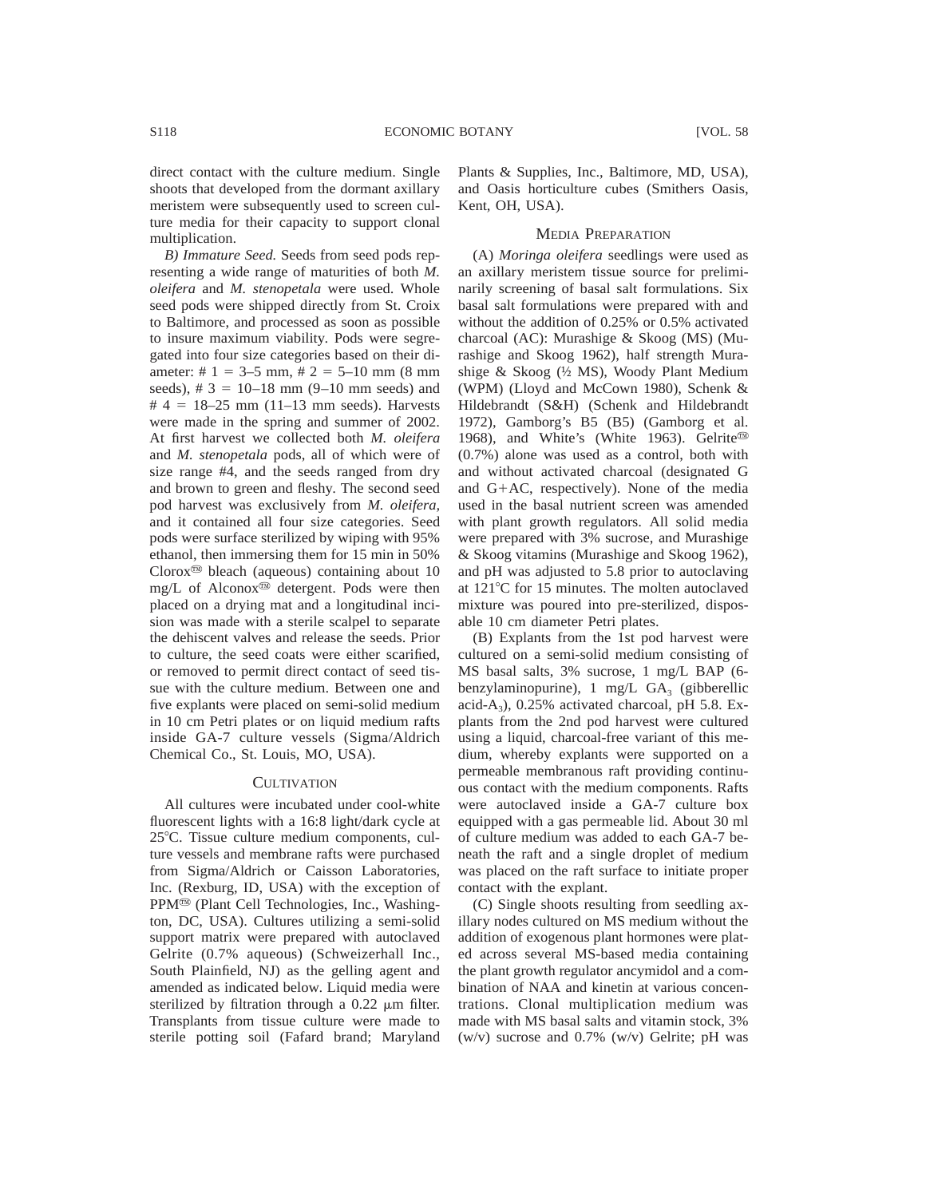direct contact with the culture medium. Single shoots that developed from the dormant axillary meristem were subsequently used to screen culture media for their capacity to support clonal multiplication.

*B) Immature Seed.* Seeds from seed pods representing a wide range of maturities of both *M. oleifera* and *M. stenopetala* were used. Whole seed pods were shipped directly from St. Croix to Baltimore, and processed as soon as possible to insure maximum viability. Pods were segregated into four size categories based on their diameter: # 1 = 3–5 mm, # 2 = 5–10 mm (8 mm seeds), # 3 = 10–18 mm (9–10 mm seeds) and # 4 = 18–25 mm (11–13 mm seeds). Harvests were made in the spring and summer of 2002. At first harvest we collected both *M. oleifera* and *M. stenopetala* pods, all of which were of size range #4, and the seeds ranged from dry and brown to green and fleshy. The second seed pod harvest was exclusively from *M. oleifera,* and it contained all four size categories. Seed pods were surface sterilized by wiping with 95% ethanol, then immersing them for 15 min in 50% Clorox™ bleach (aqueous) containing about 10 mg/L of Alconox™ detergent. Pods were then placed on a drying mat and a longitudinal incision was made with a sterile scalpel to separate the dehiscent valves and release the seeds. Prior to culture, the seed coats were either scarified, or removed to permit direct contact of seed tissue with the culture medium. Between one and five explants were placed on semi-solid medium in 10 cm Petri plates or on liquid medium rafts inside GA-7 culture vessels (Sigma/Aldrich Chemical Co., St. Louis, MO, USA).

## Cultivation

All cultures were incubated under cool-white fluorescent lights with a 16:8 light/dark cycle at 25°C. Tissue culture medium components, culture vessels and membrane rafts were purchased from Sigma/Aldrich or Caisson Laboratories, Inc. (Rexburg, ID, USA) with the exception of PPM™ (Plant Cell Technologies, Inc., Washington, DC, USA). Cultures utilizing a semi-solid support matrix were prepared with autoclaved Gelrite (0.7% aqueous) (Schweizerhall Inc., South Plainfield, NJ) as the gelling agent and amended as indicated below. Liquid media were sterilized by filtration through a 0.22 μm filter. Transplants from tissue culture were made to sterile potting soil (Fafard brand; Maryland Plants & Supplies, Inc., Baltimore, MD, USA), and Oasis horticulture cubes (Smithers Oasis, Kent, OH, USA).

## Media Preparation

(A) *Moringa oleifera* seedlings were used as an axillary meristem tissue source for preliminarily screening of basal salt formulations. Six basal salt formulations were prepared with and without the addition of 0.25% or 0.5% activated charcoal (AC): Murashige & Skoog (MS) (Murashige and Skoog 1962), half strength Murashige & Skoog (½ MS), Woody Plant Medium (WPM) (Lloyd and McCown 1980), Schenk & Hildebrandt (S&H) (Schenk and Hildebrandt 1972), Gamborg's B5 (B5) (Gamborg et al. 1968), and White's (White 1963). Gelrite™ (0.7%) alone was used as a control, both with and without activated charcoal (designated G and G+AC, respectively). None of the media used in the basal nutrient screen was amended with plant growth regulators. All solid media were prepared with 3% sucrose, and Murashige & Skoog vitamins (Murashige and Skoog 1962), and pH was adjusted to 5.8 prior to autoclaving at 121°C for 15 minutes. The molten autoclaved mixture was poured into pre-sterilized, disposable 10 cm diameter Petri plates.

(B) Explants from the 1st pod harvest were cultured on a semi-solid medium consisting of MS basal salts, 3% sucrose, 1 mg/L BAP (6-benzylaminopurine), 1 mg/L $GA_3$ (gibberellic acid-$A_3$), 0.25% activated charcoal, pH 5.8. Explants from the 2nd pod harvest were cultured using a liquid, charcoal-free variant of this medium, whereby explants were supported on a permeable membranous raft providing continuous contact with the medium components. Rafts were autoclaved inside a GA-7 culture box equipped with a gas permeable lid. About 30 ml of culture medium was added to each GA-7 beneath the raft and a single droplet of medium was placed on the raft surface to initiate proper contact with the explant.

(C) Single shoots resulting from seedling axillary nodes cultured on MS medium without the addition of exogenous plant hormones were plated across several MS-based media containing the plant growth regulator ancymidol and a combination of NAA and kinetin at various concentrations. Clonal multiplication medium was made with MS basal salts and vitamin stock, 3% (w/v) sucrose and 0.7% (w/v) Gelrite; pH was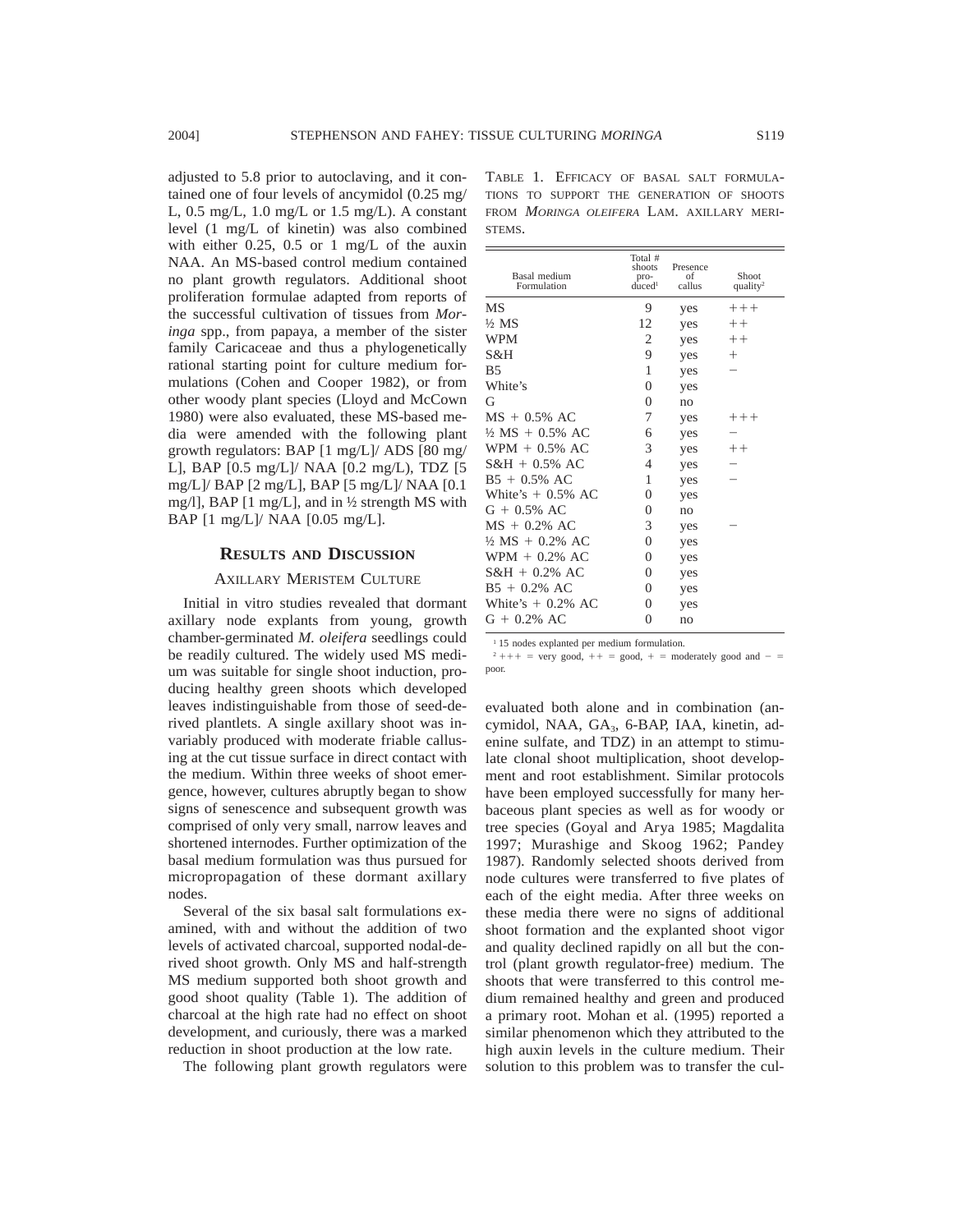adjusted to 5.8 prior to autoclaving, and it contained one of four levels of ancymidol (0.25 mg/L, 0.5 mg/L, 1.0 mg/L or 1.5 mg/L). A constant level (1 mg/L of kinetin) was also combined with either 0.25, 0.5 or 1 mg/L of the auxin NAA. An MS-based control medium contained no plant growth regulators. Additional shoot proliferation formulae adapted from reports of the successful cultivation of tissues from *Moringa* spp., from papaya, a member of the sister family Caricaceae and thus a phylogenetically rational starting point for culture medium formulations (Cohen and Cooper 1982), or from other woody plant species (Lloyd and McCown 1980) were also evaluated, these MS-based media were amended with the following plant growth regulators: BAP [1 mg/L]/ ADS [80 mg/L], BAP [0.5 mg/L]/ NAA [0.2 mg/L], TDZ [5 mg/L]/ BAP [2 mg/L], BAP [5 mg/L]/ NAA [0.1 mg/l], BAP [1 mg/L], and in ½ strength MS with BAP [1 mg/L]/ NAA [0.05 mg/L].

## Results and Discussion

### Axillary Meristem Culture

Initial in vitro studies revealed that dormant axillary node explants from young, growth chamber-germinated *M. oleifera* seedlings could be readily cultured. The widely used MS medium was suitable for single shoot induction, producing healthy green shoots which developed leaves indistinguishable from those of seed-derived plantlets. A single axillary shoot was invariably produced with moderate friable callusing at the cut tissue surface in direct contact with the medium. Within three weeks of shoot emergence, however, cultures abruptly began to show signs of senescence and subsequent growth was comprised of only very small, narrow leaves and shortened internodes. Further optimization of the basal medium formulation was thus pursued for micropropagation of these dormant axillary nodes.

Several of the six basal salt formulations examined, with and without the addition of two levels of activated charcoal, supported nodal-derived shoot growth. Only MS and half-strength MS medium supported both shoot growth and good shoot quality (Table 1). The addition of charcoal at the high rate had no effect on shoot development, and curiously, there was a marked reduction in shoot production at the low rate.

The following plant growth regulators were evaluated both alone and in combination (ancymidol, NAA, $GA_3$, 6-BAP, IAA, kinetin, adenine sulfate, and TDZ) in an attempt to stimulate clonal shoot multiplication, shoot development and root establishment. Similar protocols have been employed successfully for many herbaceous plant species as well as for woody or tree species (Goyal and Arya 1985; Magdalita 1997; Murashige and Skoog 1962; Pandey 1987). Randomly selected shoots derived from node cultures were transferred to five plates of each of the eight media. After three weeks on these media there were no signs of additional shoot formation and the explanted shoot vigor and quality declined rapidly on all but the control (plant growth regulator-free) medium. The shoots that were transferred to this control medium remained healthy and green and produced a primary root. Mohan et al. (1995) reported a similar phenomenon which they attributed to the high auxin levels in the culture medium. Their solution to this problem was to transfer the cul-

Table 1. Efficacy of basal salt formulations to support the generation of shoots from *Moringa oleifera* Lam. axillary meristems.

| Basal medium Formulation | Total # shoots produced[1] | Presence of callus | Shoot quality[2] |
|---|---|---|---|
| MS | 9 | yes | +++ |
| ½ MS | 12 | yes | ++ |
| WPM | 2 | yes | ++ |
| S&H | 9 | yes | + |
| B5 | 1 | yes | − |
| White's | 0 | yes | |
| G | 0 | no | |
| MS + 0.5% AC | 7 | yes | +++ |
| ½ MS + 0.5% AC | 6 | yes | − |
| WPM + 0.5% AC | 3 | yes | ++ |
| S&H + 0.5% AC | 4 | yes | − |
| B5 + 0.5% AC | 1 | yes | − |
| White's + 0.5% AC | 0 | yes | |
| G + 0.5% AC | 0 | no | |
| MS + 0.2% AC | 3 | yes | − |
| ½ MS + 0.2% AC | 0 | yes | |
| WPM + 0.2% AC | 0 | yes | |
| S&H + 0.2% AC | 0 | yes | |
| B5 + 0.2% AC | 0 | yes | |
| White's + 0.2% AC | 0 | yes | |
| G + 0.2% AC | 0 | no | |

[1] 15 nodes explanted per medium formulation.

[2] +++ = very good, ++ = good, + = moderately good and − = poor.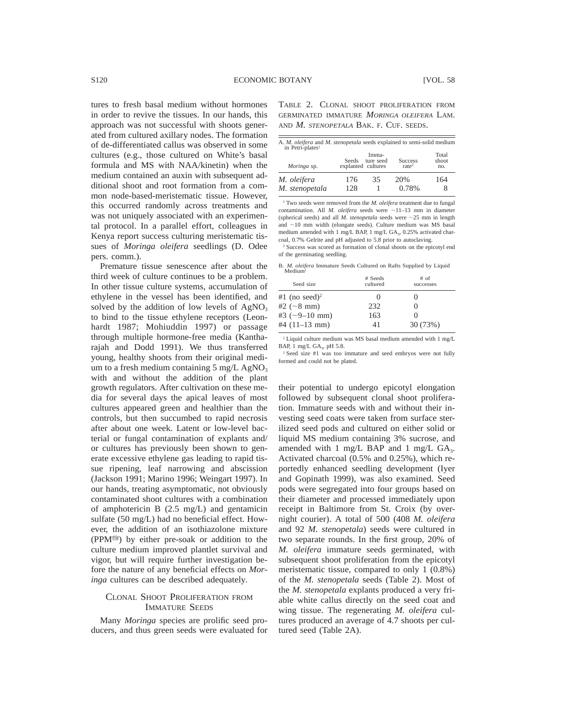tures to fresh basal medium without hormones in order to revive the tissues. In our hands, this approach was not successful with shoots generated from cultured axillary nodes. The formation of de-differentiated callus was observed in some cultures (e.g., those cultured on White's basal formula and MS with NAA/kinetin) when the medium contained an auxin with subsequent additional shoot and root formation from a common node-based-meristematic tissue. However, this occurred randomly across treatments and was not uniquely associated with an experimental protocol. In a parallel effort, colleagues in Kenya report success culturing meristematic tissues of *Moringa oleifera* seedlings (D. Odee pers. comm.).

Premature tissue senescence after about the third week of culture continues to be a problem. In other tissue culture systems, accumulation of ethylene in the vessel has been identified, and solved by the addition of low levels of $AgNO_3$ to bind to the tissue ethylene receptors (Leonhardt 1987; Mohiuddin 1997) or passage through multiple hormone-free media (Kantharajah and Dodd 1991). We thus transferred young, healthy shoots from their original medium to a fresh medium containing 5 mg/L $AgNO_3$ with and without the addition of the plant growth regulators. After cultivation on these media for several days the apical leaves of most cultures appeared green and healthier than the controls, but then succumbed to rapid necrosis after about one week. Latent or low-level bacterial or fungal contamination of explants and/or cultures has previously been shown to generate excessive ethylene gas leading to rapid tissue ripening, leaf narrowing and abscission (Jackson 1991; Marino 1996; Weingart 1997). In our hands, treating asymptomatic, not obviously contaminated shoot cultures with a combination of amphotericin B (2.5 mg/L) and gentamicin sulfate (50 mg/L) had no beneficial effect. However, the addition of an isothiazolone mixture (PPM™) by either pre-soak or addition to the culture medium improved plantlet survival and vigor, but will require further investigation before the nature of any beneficial effects on *Moringa* cultures can be described adequately.

## Clonal Shoot Proliferation from Immature Seeds

Many *Moringa* species are prolific seed producers, and thus green seeds were evaluated for their potential to undergo epicotyl elongation followed by subsequent clonal shoot proliferation. Immature seeds with and without their investing seed coats were taken from surface sterilized seed pods and cultured on either solid or liquid MS medium containing 3% sucrose, and amended with 1 mg/L BAP and 1 mg/L $GA_3$. Activated charcoal (0.5% and 0.25%), which reportedly enhanced seedling development (Iyer and Gopinath 1999), was also examined. Seed pods were segregated into four groups based on their diameter and processed immediately upon receipt in Baltimore from St. Croix (by overnight courier). A total of 500 (408 *M. oleifera* and 92 *M. stenopetala*) seeds were cultured in two separate rounds. In the first group, 20% of *M. oleifera* immature seeds germinated, with subsequent shoot proliferation from the epicotyl meristematic tissue, compared to only 1 (0.8%) of the *M. stenopetala* seeds (Table 2). Most of the *M. stenopetala* explants produced a very friable white callus directly on the seed coat and wing tissue. The regenerating *M. oleifera* cultures produced an average of 4.7 shoots per cultured seed (Table 2A).

Table 2. Clonal shoot proliferation from germinated immature *Moringa oleifera* Lam. and *M. stenopetala* Bak. f. Cuf. seeds.

A. *M. oleifera* and *M. stenopetala* seeds explanted to semi-solid medium in Petri-plates[1]

| *Moringa* sp. | Seeds explanted | Immature seed cultures | Success rate[2] | Total shoot no. |
|---|---|---|---|---|
| *M. oleifera* | 176 | 35 | 20% | 164 |
| *M. stenopetala* | 128 | 1 | 0.78% | 8 |

[1] Two seeds were removed from the *M. oleifera* treatment due to fungal contamination. All *M. oleifera* seeds were ~11–13 mm in diameter (spherical seeds) and all *M. stenopetala* seeds were ~25 mm in length and ~10 mm width (elongate seeds). Culture medium was MS basal medium amended with 1 mg/L BAP, 1 mg/L $GA_3$, 0.25% activated charcoal, 0.7% Gelrite and pH adjusted to 5.8 prior to autoclaving.

[2] Success was scored as formation of clonal shoots on the epicotyl end of the germinating seedling.

B. *M. oleifera* Immature Seeds Cultured on Rafts Supplied by Liquid Medium[1]

| Seed size | # Seeds cultured | # of successes |
|---|---|---|
| #1 (no seed)[2] | 0 | 0 |
| #2 (~8 mm) | 232 | 0 |
| #3 (~9–10 mm) | 163 | 0 |
| #4 (11–13 mm) | 41 | 30 (73%) |

[1] Liquid culture medium was MS basal medium amended with 1 mg/L BAP, 1 mg/L $GA_3$, pH 5.8.

[2] Seed size #1 was too immature and seed embryos were not fully formed and could not be plated.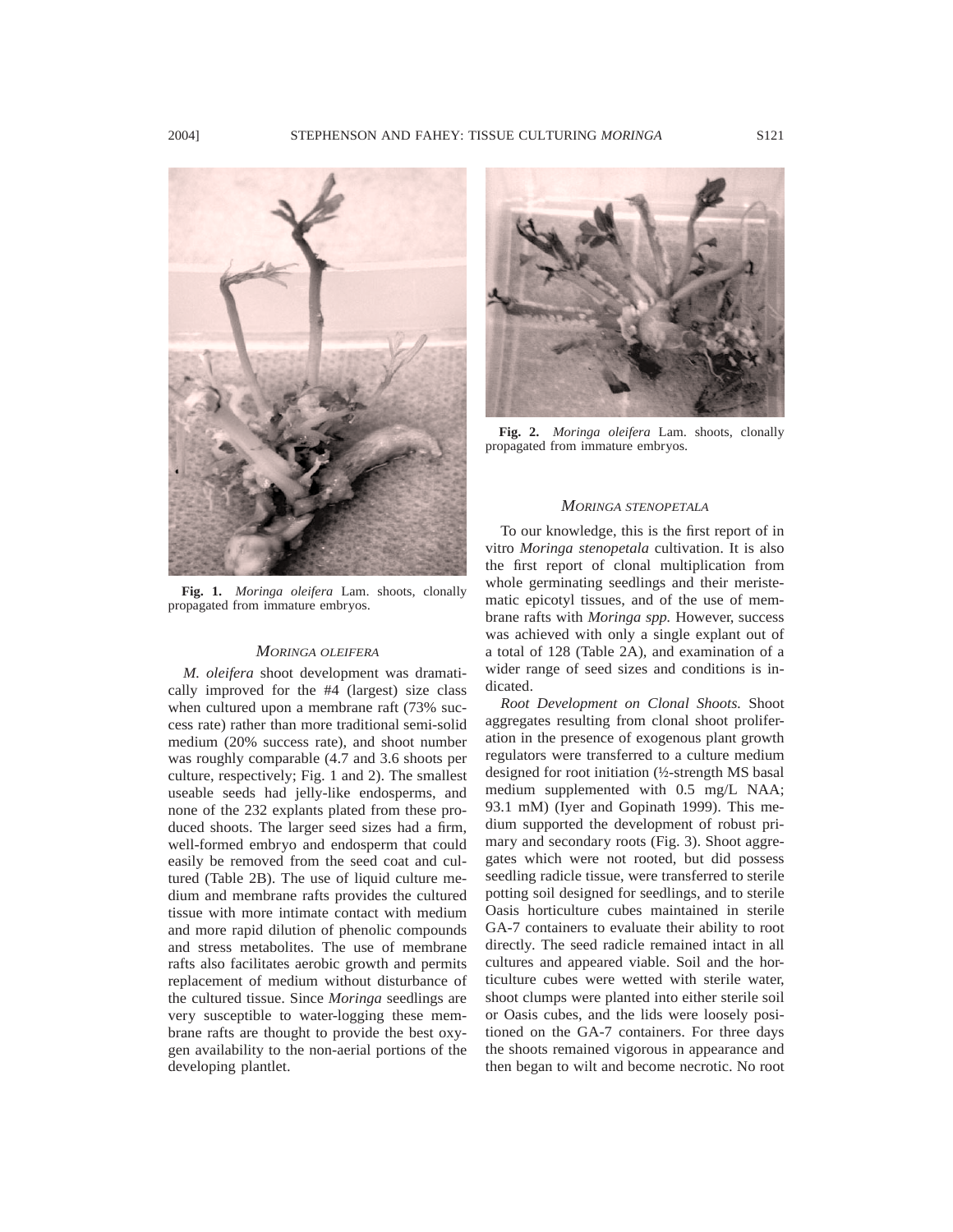**Fig. 1.** *Moringa oleifera* Lam. shoots, clonally propagated from immature embryos.

**Fig. 2.** *Moringa oleifera* Lam. shoots, clonally propagated from immature embryos.

### *Moringa oleifera*

*M. oleifera* shoot development was dramatically improved for the #4 (largest) size class when cultured upon a membrane raft (73% success rate) rather than more traditional semi-solid medium (20% success rate), and shoot number was roughly comparable (4.7 and 3.6 shoots per culture, respectively; Fig. 1 and 2). The smallest useable seeds had jelly-like endosperms, and none of the 232 explants plated from these produced shoots. The larger seed sizes had a firm, well-formed embryo and endosperm that could easily be removed from the seed coat and cultured (Table 2B). The use of liquid culture medium and membrane rafts provides the cultured tissue with more intimate contact with medium and more rapid dilution of phenolic compounds and stress metabolites. The use of membrane rafts also facilitates aerobic growth and permits replacement of medium without disturbance of the cultured tissue. Since *Moringa* seedlings are very susceptible to water-logging these membrane rafts are thought to provide the best oxygen availability to the non-aerial portions of the developing plantlet.

### *Moringa stenopetala*

To our knowledge, this is the first report of in vitro *Moringa stenopetala* cultivation. It is also the first report of clonal multiplication from whole germinating seedlings and their meristematic epicotyl tissues, and of the use of membrane rafts with *Moringa spp.* However, success was achieved with only a single explant out of a total of 128 (Table 2A), and examination of a wider range of seed sizes and conditions is indicated.

*Root Development on Clonal Shoots.* Shoot aggregates resulting from clonal shoot proliferation in the presence of exogenous plant growth regulators were transferred to a culture medium designed for root initiation (½-strength MS basal medium supplemented with 0.5 mg/L NAA; 93.1 mM) (Iyer and Gopinath 1999). This medium supported the development of robust primary and secondary roots (Fig. 3). Shoot aggregates which were not rooted, but did possess seedling radicle tissue, were transferred to sterile potting soil designed for seedlings, and to sterile Oasis horticulture cubes maintained in sterile GA-7 containers to evaluate their ability to root directly. The seed radicle remained intact in all cultures and appeared viable. Soil and the horticulture cubes were wetted with sterile water, shoot clumps were planted into either sterile soil or Oasis cubes, and the lids were loosely positioned on the GA-7 containers. For three days the shoots remained vigorous in appearance and then began to wilt and become necrotic. No root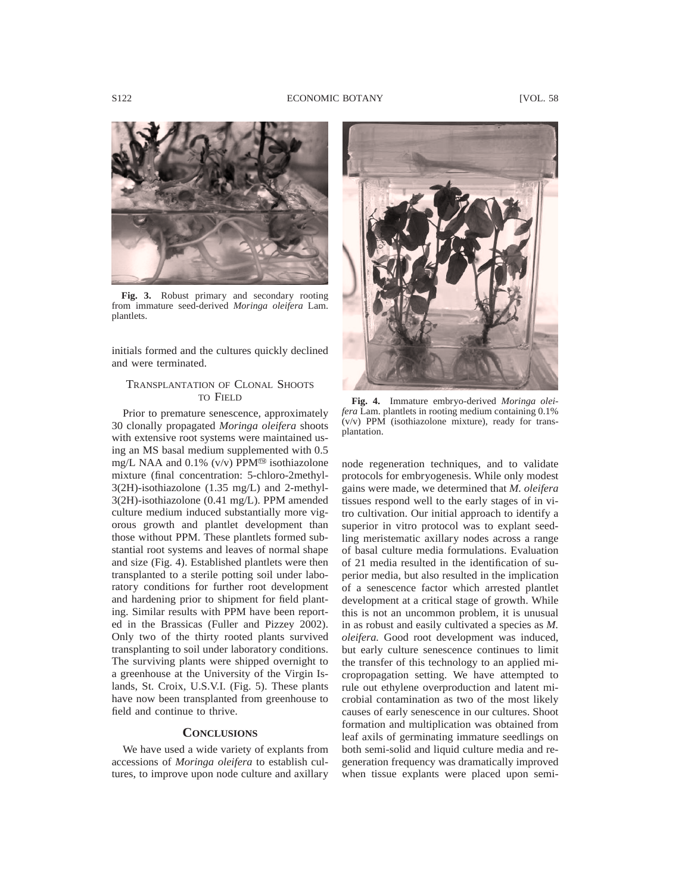**Fig. 3.** Robust primary and secondary rooting from immature seed-derived *Moringa oleifera* Lam. plantlets.

initials formed and the cultures quickly declined and were terminated.

### TRANSPLANTATION OF CLONAL SHOOTS TO FIELD

Prior to premature senescence, approximately 30 clonally propagated *Moringa oleifera* shoots with extensive root systems were maintained using an MS basal medium supplemented with 0.5 mg/L NAA and 0.1% (v/v) PPM™ isothiazolone mixture (final concentration: 5-chloro-2methyl-3(2H)-isothiazolone (1.35 mg/L) and 2-methyl-3(2H)-isothiazolone (0.41 mg/L). PPM amended culture medium induced substantially more vigorous growth and plantlet development than those without PPM. These plantlets formed substantial root systems and leaves of normal shape and size (Fig. 4). Established plantlets were then transplanted to a sterile potting soil under laboratory conditions for further root development and hardening prior to shipment for field planting. Similar results with PPM have been reported in the Brassicas (Fuller and Pizzey 2002). Only two of the thirty rooted plants survived transplanting to soil under laboratory conditions. The surviving plants were shipped overnight to a greenhouse at the University of the Virgin Islands, St. Croix, U.S.V.I. (Fig. 5). These plants have now been transplanted from greenhouse to field and continue to thrive.

## CONCLUSIONS

We have used a wide variety of explants from accessions of *Moringa oleifera* to establish cultures, to improve upon node culture and axillary node regeneration techniques, and to validate protocols for embryogenesis. While only modest gains were made, we determined that *M. oleifera* tissues respond well to the early stages of in vitro cultivation. Our initial approach to identify a superior in vitro protocol was to explant seedling meristematic axillary nodes across a range of basal culture media formulations. Evaluation of 21 media resulted in the identification of superior media, but also resulted in the implication of a senescence factor which arrested plantlet development at a critical stage of growth. While this is not an uncommon problem, it is unusual in as robust and easily cultivated a species as *M. oleifera.* Good root development was induced, but early culture senescence continues to limit the transfer of this technology to an applied micropropagation setting. We have attempted to rule out ethylene overproduction and latent microbial contamination as two of the most likely causes of early senescence in our cultures. Shoot formation and multiplication was obtained from leaf axils of germinating immature seedlings on both semi-solid and liquid culture media and regeneration frequency was dramatically improved when tissue explants were placed upon semi-

**Fig. 4.** Immature embryo-derived *Moringa oleifera* Lam. plantlets in rooting medium containing 0.1% (v/v) PPM (isothiazolone mixture), ready for transplantation.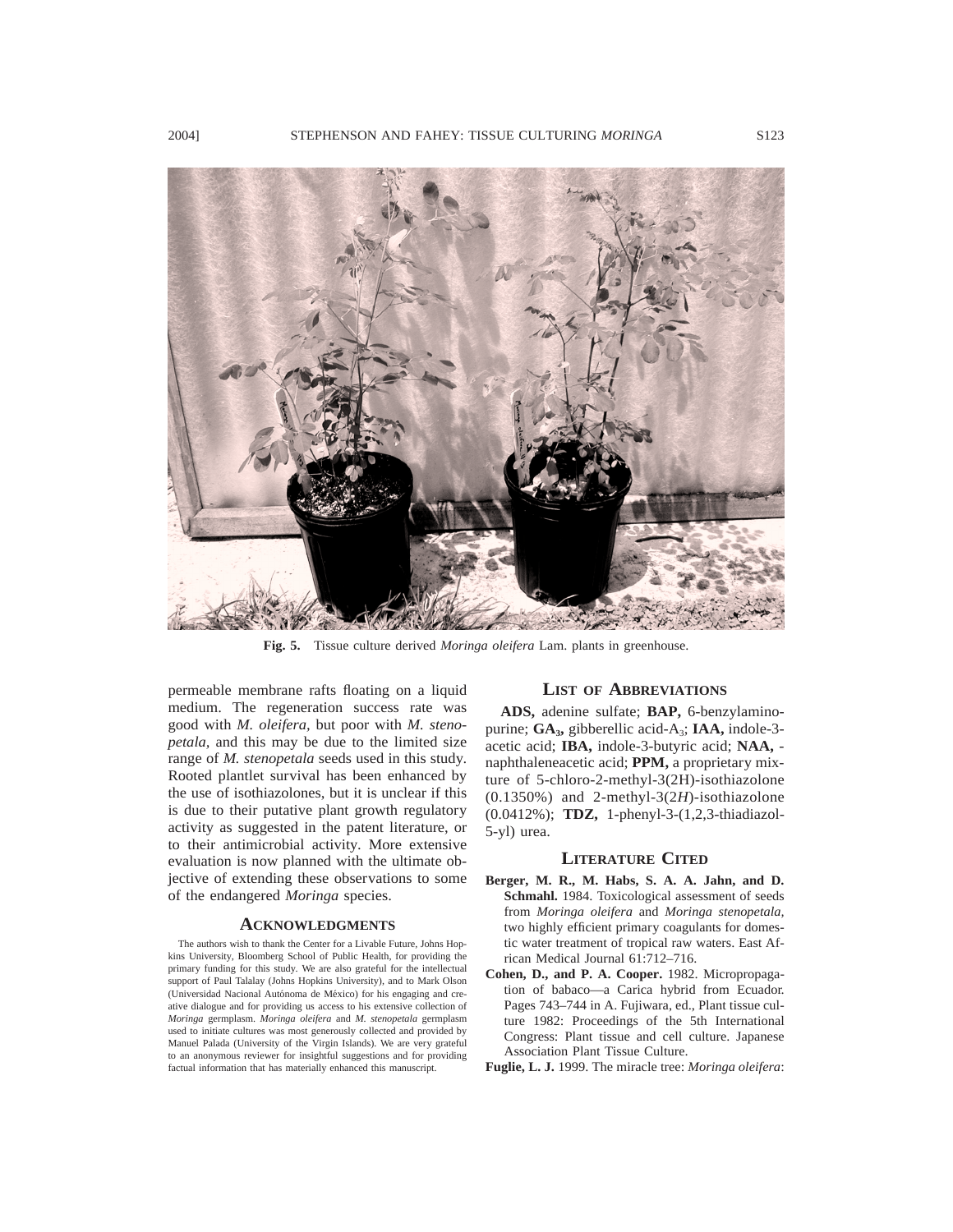**Fig. 5.** Tissue culture derived *Moringa oleifera* Lam. plants in greenhouse.

permeable membrane rafts floating on a liquid medium. The regeneration success rate was good with *M. oleifera,* but poor with *M. stenopetala,* and this may be due to the limited size range of *M. stenopetala* seeds used in this study. Rooted plantlet survival has been enhanced by the use of isothiazolones, but it is unclear if this is due to their putative plant growth regulatory activity as suggested in the patent literature, or to their antimicrobial activity. More extensive evaluation is now planned with the ultimate objective of extending these observations to some of the endangered *Moringa* species.

## Acknowledgments

The authors wish to thank the Center for a Livable Future, Johns Hopkins University, Bloomberg School of Public Health, for providing the primary funding for this study. We are also grateful for the intellectual support of Paul Talalay (Johns Hopkins University), and to Mark Olson (Universidad Nacional Autónoma de México) for his engaging and creative dialogue and for providing us access to his extensive collection of *Moringa* germplasm. *Moringa oleifera* and *M. stenopetala* germplasm used to initiate cultures was most generously collected and provided by Manuel Palada (University of the Virgin Islands). We are very grateful to an anonymous reviewer for insightful suggestions and for providing factual information that has materially enhanced this manuscript.

## List of Abbreviations

**ADS,** adenine sulfate; **BAP,** 6-benzylaminopurine; **$GA_3$,** gibberellic acid-$A_3$; **IAA,** indole-3-acetic acid; **IBA,** indole-3-butyric acid; **NAA,** -naphthaleneacetic acid; **PPM,** a proprietary mixture of 5-chloro-2-methyl-3(2H)-isothiazolone (0.1350%) and 2-methyl-3(2*H*)-isothiazolone (0.0412%); **TDZ,** 1-phenyl-3-(1,2,3-thiadiazol-5-yl) urea.

## Literature Cited

**Berger, M. R., M. Habs, S. A. A. Jahn, and D. Schmahl.** 1984. Toxicological assessment of seeds from *Moringa oleifera* and *Moringa stenopetala,* two highly efficient primary coagulants for domestic water treatment of tropical raw waters. East African Medical Journal 61:712–716.

**Cohen, D., and P. A. Cooper.** 1982. Micropropagation of babaco—a Carica hybrid from Ecuador. Pages 743–744 in A. Fujiwara, ed., Plant tissue culture 1982: Proceedings of the 5th International Congress: Plant tissue and cell culture. Japanese Association Plant Tissue Culture.

**Fuglie, L. J.** 1999. The miracle tree: *Moringa oleifera*: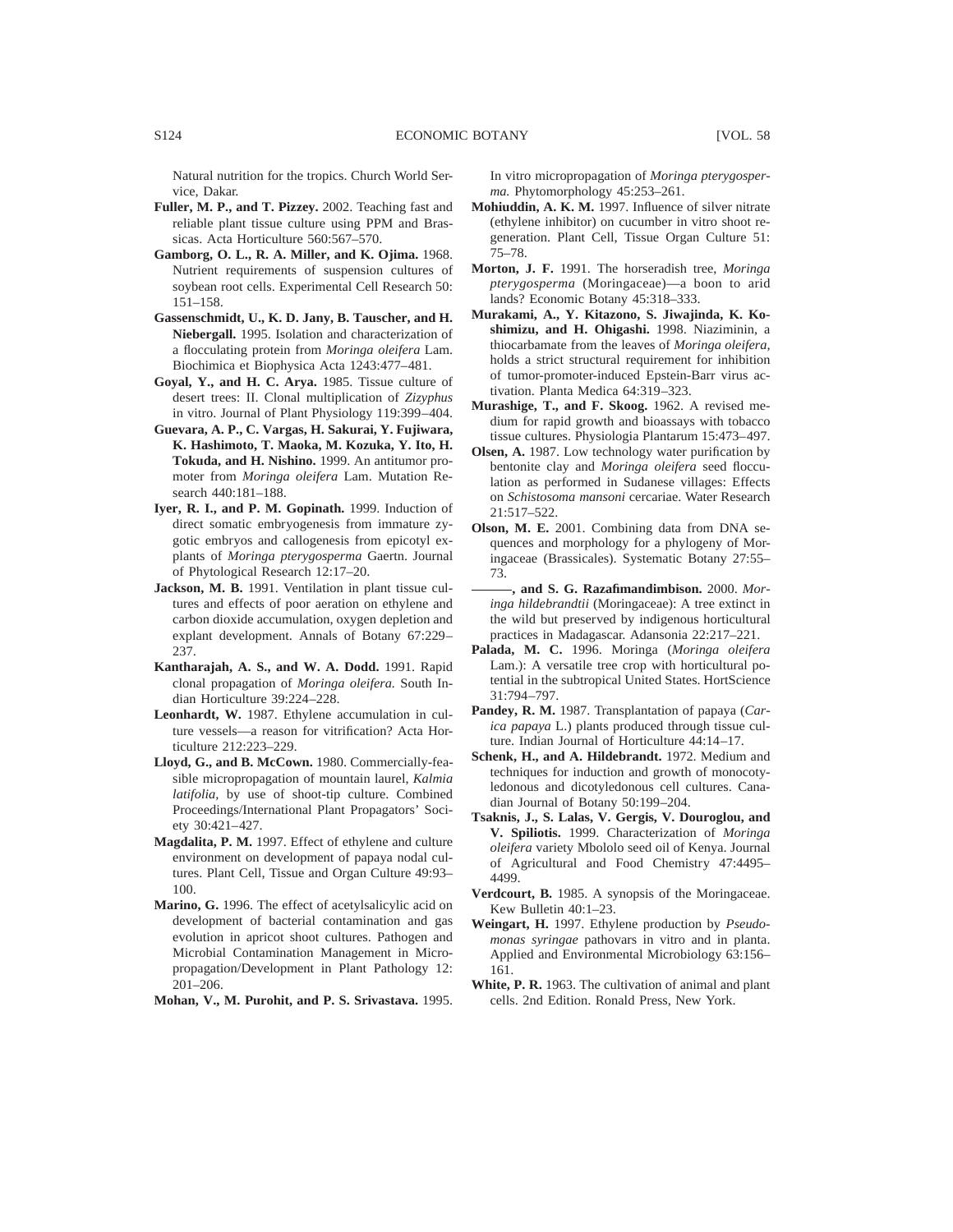Natural nutrition for the tropics. Church World Service, Dakar.

**Fuller, M. P., and T. Pizzey.** 2002. Teaching fast and reliable plant tissue culture using PPM and Brassicas. Acta Horticulture 560:567–570.

**Gamborg, O. L., R. A. Miller, and K. Ojima.** 1968. Nutrient requirements of suspension cultures of soybean root cells. Experimental Cell Research 50: 151–158.

**Gassenschmidt, U., K. D. Jany, B. Tauscher, and H. Niebergall.** 1995. Isolation and characterization of a flocculating protein from *Moringa oleifera* Lam. Biochimica et Biophysica Acta 1243:477–481.

**Goyal, Y., and H. C. Arya.** 1985. Tissue culture of desert trees: II. Clonal multiplication of *Zizyphus* in vitro. Journal of Plant Physiology 119:399–404.

**Guevara, A. P., C. Vargas, H. Sakurai, Y. Fujiwara, K. Hashimoto, T. Maoka, M. Kozuka, Y. Ito, H. Tokuda, and H. Nishino.** 1999. An antitumor promoter from *Moringa oleifera* Lam. Mutation Research 440:181–188.

**Iyer, R. I., and P. M. Gopinath.** 1999. Induction of direct somatic embryogenesis from immature zygotic embryos and callogenesis from epicotyl explants of *Moringa pterygosperma* Gaertn. Journal of Phytological Research 12:17–20.

**Jackson, M. B.** 1991. Ventilation in plant tissue cultures and effects of poor aeration on ethylene and carbon dioxide accumulation, oxygen depletion and explant development. Annals of Botany 67:229–237.

**Kantharajah, A. S., and W. A. Dodd.** 1991. Rapid clonal propagation of *Moringa oleifera.* South Indian Horticulture 39:224–228.

**Leonhardt, W.** 1987. Ethylene accumulation in culture vessels—a reason for vitrification? Acta Horticulture 212:223–229.

**Lloyd, G., and B. McCown.** 1980. Commercially-feasible micropropagation of mountain laurel, *Kalmia latifolia,* by use of shoot-tip culture. Combined Proceedings/International Plant Propagators' Society 30:421–427.

**Magdalita, P. M.** 1997. Effect of ethylene and culture environment on development of papaya nodal cultures. Plant Cell, Tissue and Organ Culture 49:93–100.

**Marino, G.** 1996. The effect of acetylsalicylic acid on development of bacterial contamination and gas evolution in apricot shoot cultures. Pathogen and Microbial Contamination Management in Micropropagation/Development in Plant Pathology 12: 201–206.

**Mohan, V., M. Purohit, and P. S. Srivastava.** 1995. In vitro micropropagation of *Moringa pterygosperma.* Phytomorphology 45:253–261.

**Mohiuddin, A. K. M.** 1997. Influence of silver nitrate (ethylene inhibitor) on cucumber in vitro shoot regeneration. Plant Cell, Tissue Organ Culture 51: 75–78.

**Morton, J. F.** 1991. The horseradish tree, *Moringa pterygosperma* (Moringaceae)—a boon to arid lands? Economic Botany 45:318–333.

**Murakami, A., Y. Kitazono, S. Jiwajinda, K. Koshimizu, and H. Ohigashi.** 1998. Niaziminin, a thiocarbamate from the leaves of *Moringa oleifera,* holds a strict structural requirement for inhibition of tumor-promoter-induced Epstein-Barr virus activation. Planta Medica 64:319–323.

**Murashige, T., and F. Skoog.** 1962. A revised medium for rapid growth and bioassays with tobacco tissue cultures. Physiologia Plantarum 15:473–497.

**Olsen, A.** 1987. Low technology water purification by bentonite clay and *Moringa oleifera* seed flocculation as performed in Sudanese villages: Effects on *Schistosoma mansoni* cercariae. Water Research 21:517–522.

**Olson, M. E.** 2001. Combining data from DNA sequences and morphology for a phylogeny of Moringaceae (Brassicales). Systematic Botany 27:55–73.

**———, and S. G. Razafimandimbison.** 2000. *Moringa hildebrandtii* (Moringaceae): A tree extinct in the wild but preserved by indigenous horticultural practices in Madagascar. Adansonia 22:217–221.

**Palada, M. C.** 1996. Moringa (*Moringa oleifera* Lam.): A versatile tree crop with horticultural potential in the subtropical United States. HortScience 31:794–797.

**Pandey, R. M.** 1987. Transplantation of papaya (*Carica papaya* L.) plants produced through tissue culture. Indian Journal of Horticulture 44:14–17.

**Schenk, H., and A. Hildebrandt.** 1972. Medium and techniques for induction and growth of monocotyledonous and dicotyledonous cell cultures. Canadian Journal of Botany 50:199–204.

**Tsaknis, J., S. Lalas, V. Gergis, V. Douroglou, and V. Spiliotis.** 1999. Characterization of *Moringa oleifera* variety Mbololo seed oil of Kenya. Journal of Agricultural and Food Chemistry 47:4495–4499.

**Verdcourt, B.** 1985. A synopsis of the Moringaceae. Kew Bulletin 40:1–23.

**Weingart, H.** 1997. Ethylene production by *Pseudomonas syringae* pathovars in vitro and in planta. Applied and Environmental Microbiology 63:156–161.

**White, P. R.** 1963. The cultivation of animal and plant cells. 2nd Edition. Ronald Press, New York.